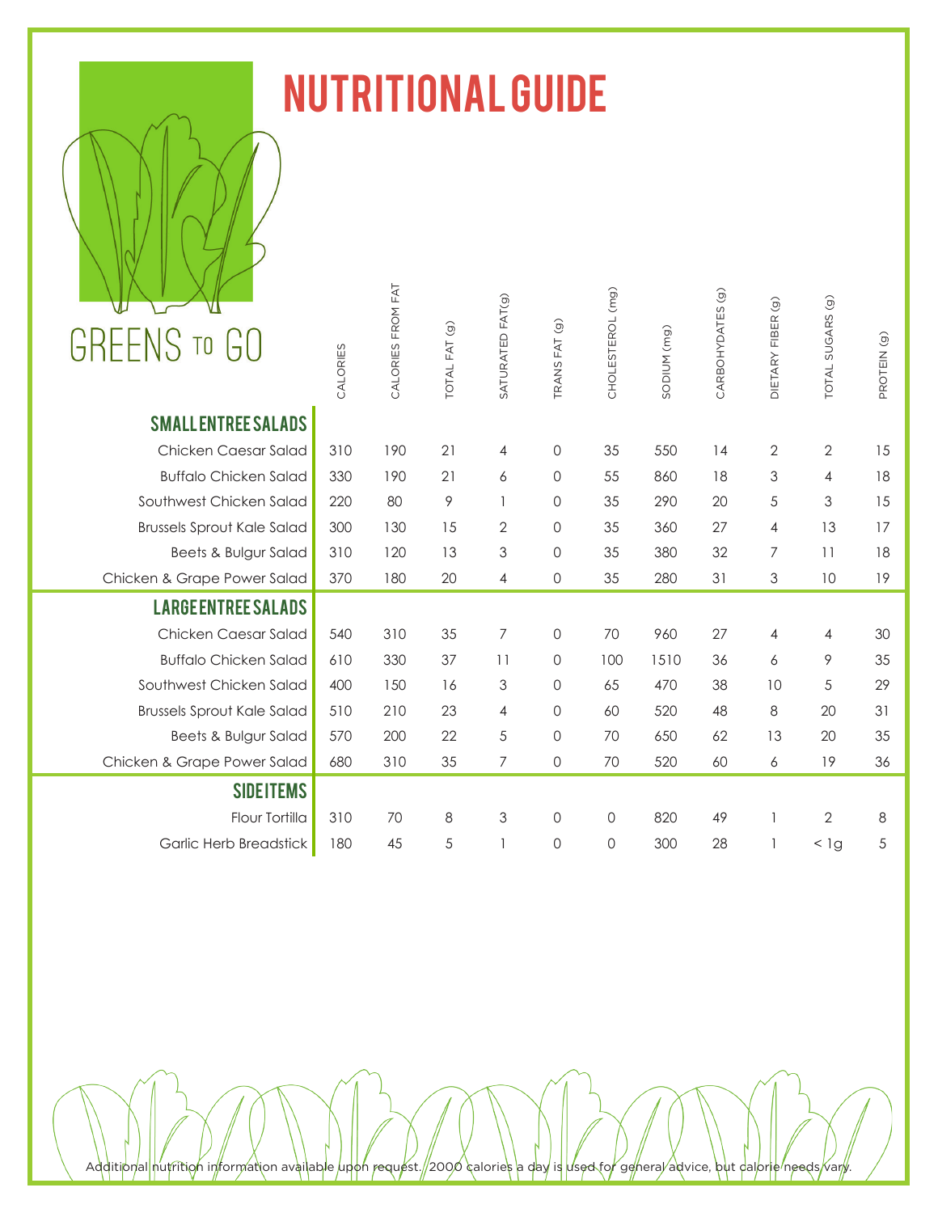# NUTRITIONAL GUIDE

GREENS TO GO

| | CALORIES | CALORIES FROM FAT | TOTAL FAT (g) | SATURATED FAT(g) | TRANS FAT (g) | CHOLESTEROL (mg) | SODIUM (mg) | CARBOHYDATES (g) | DIETARY FIBER (g) | TOTAL SUGARS (g) | PROTEIN (g) |
|---|---|---|---|---|---|---|---|---|---|---|---|
| **SMALL ENTREE SALADS** | | | | | | | | | | | |
| Chicken Caesar Salad | 310 | 190 | 21 | 4 | 0 | 35 | 550 | 14 | 2 | 2 | 15 |
| Buffalo Chicken Salad | 330 | 190 | 21 | 6 | 0 | 55 | 860 | 18 | 3 | 4 | 18 |
| Southwest Chicken Salad | 220 | 80 | 9 | 1 | 0 | 35 | 290 | 20 | 5 | 3 | 15 |
| Brussels Sprout Kale Salad | 300 | 130 | 15 | 2 | 0 | 35 | 360 | 27 | 4 | 13 | 17 |
| Beets & Bulgur Salad | 310 | 120 | 13 | 3 | 0 | 35 | 380 | 32 | 7 | 11 | 18 |
| Chicken & Grape Power Salad | 370 | 180 | 20 | 4 | 0 | 35 | 280 | 31 | 3 | 10 | 19 |
| **LARGE ENTREE SALADS** | | | | | | | | | | | |
| Chicken Caesar Salad | 540 | 310 | 35 | 7 | 0 | 70 | 960 | 27 | 4 | 4 | 30 |
| Buffalo Chicken Salad | 610 | 330 | 37 | 11 | 0 | 100 | 1510 | 36 | 6 | 9 | 35 |
| Southwest Chicken Salad | 400 | 150 | 16 | 3 | 0 | 65 | 470 | 38 | 10 | 5 | 29 |
| Brussels Sprout Kale Salad | 510 | 210 | 23 | 4 | 0 | 60 | 520 | 48 | 8 | 20 | 31 |
| Beets & Bulgur Salad | 570 | 200 | 22 | 5 | 0 | 70 | 650 | 62 | 13 | 20 | 35 |
| Chicken & Grape Power Salad | 680 | 310 | 35 | 7 | 0 | 70 | 520 | 60 | 6 | 19 | 36 |
| **SIDE ITEMS** | | | | | | | | | | | |
| Flour Tortilla | 310 | 70 | 8 | 3 | 0 | 0 | 820 | 49 | 1 | 2 | 8 |
| Garlic Herb Breadstick | 180 | 45 | 5 | 1 | 0 | 0 | 300 | 28 | 1 | < 1g | 5 |

Additional nutrition information available upon request. 2000 calories a day is used for general advice, but calorie needs vary.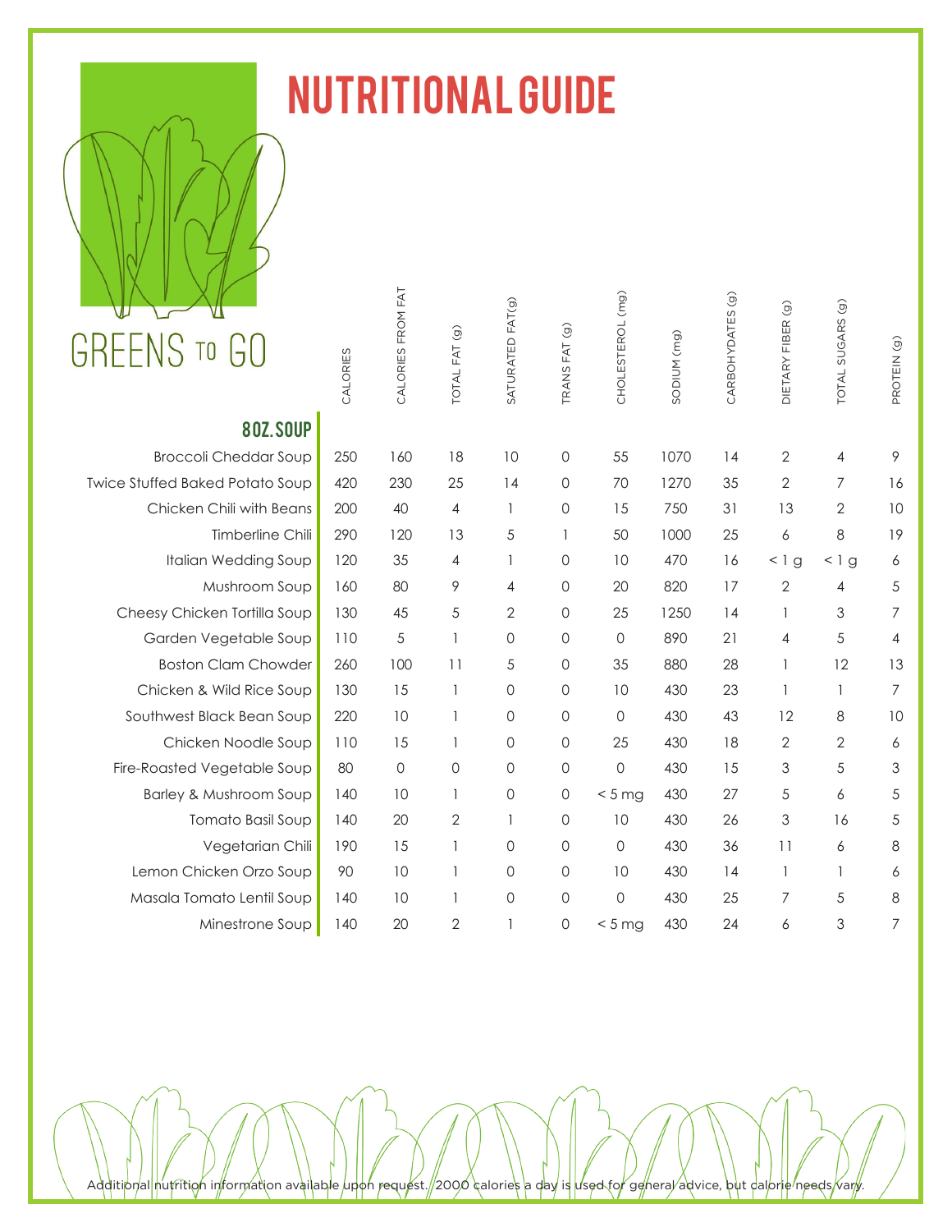# NUTRITIONAL GUIDE

GREENS TO GO

| 8OZ. SOUP | CALORIES | CALORIES FROM FAT | TOTAL FAT (g) | SATURATED FAT(g) | TRANS FAT (g) | CHOLESTEROL (mg) | SODIUM (mg) | CARBOHYDATES (g) | DIETARY FIBER (g) | TOTAL SUGARS (g) | PROTEIN (g) |
|---|---|---|---|---|---|---|---|---|---|---|---|
| Broccoli Cheddar Soup | 250 | 160 | 18 | 10 | 0 | 55 | 1070 | 14 | 2 | 4 | 9 |
| Twice Stuffed Baked Potato Soup | 420 | 230 | 25 | 14 | 0 | 70 | 1270 | 35 | 2 | 7 | 16 |
| Chicken Chili with Beans | 200 | 40 | 4 | 1 | 0 | 15 | 750 | 31 | 13 | 2 | 10 |
| Timberline Chili | 290 | 120 | 13 | 5 | 1 | 50 | 1000 | 25 | 6 | 8 | 19 |
| Italian Wedding Soup | 120 | 35 | 4 | 1 | 0 | 10 | 470 | 16 | < 1 g | < 1 g | 6 |
| Mushroom Soup | 160 | 80 | 9 | 4 | 0 | 20 | 820 | 17 | 2 | 4 | 5 |
| Cheesy Chicken Tortilla Soup | 130 | 45 | 5 | 2 | 0 | 25 | 1250 | 14 | 1 | 3 | 7 |
| Garden Vegetable Soup | 110 | 5 | 1 | 0 | 0 | 0 | 890 | 21 | 4 | 5 | 4 |
| Boston Clam Chowder | 260 | 100 | 11 | 5 | 0 | 35 | 880 | 28 | 1 | 12 | 13 |
| Chicken & Wild Rice Soup | 130 | 15 | 1 | 0 | 0 | 10 | 430 | 23 | 1 | 1 | 7 |
| Southwest Black Bean Soup | 220 | 10 | 1 | 0 | 0 | 0 | 430 | 43 | 12 | 8 | 10 |
| Chicken Noodle Soup | 110 | 15 | 1 | 0 | 0 | 25 | 430 | 18 | 2 | 2 | 6 |
| Fire-Roasted Vegetable Soup | 80 | 0 | 0 | 0 | 0 | 0 | 430 | 15 | 3 | 5 | 3 |
| Barley & Mushroom Soup | 140 | 10 | 1 | 0 | 0 | < 5 mg | 430 | 27 | 5 | 6 | 5 |
| Tomato Basil Soup | 140 | 20 | 2 | 1 | 0 | 10 | 430 | 26 | 3 | 16 | 5 |
| Vegetarian Chili | 190 | 15 | 1 | 0 | 0 | 0 | 430 | 36 | 11 | 6 | 8 |
| Lemon Chicken Orzo Soup | 90 | 10 | 1 | 0 | 0 | 10 | 430 | 14 | 1 | 1 | 6 |
| Masala Tomato Lentil Soup | 140 | 10 | 1 | 0 | 0 | 0 | 430 | 25 | 7 | 5 | 8 |
| Minestrone Soup | 140 | 20 | 2 | 1 | 0 | < 5 mg | 430 | 24 | 6 | 3 | 7 |

Additional nutrition information available upon request. 2000 calories a day is used for general advice, but calorie needs vary.